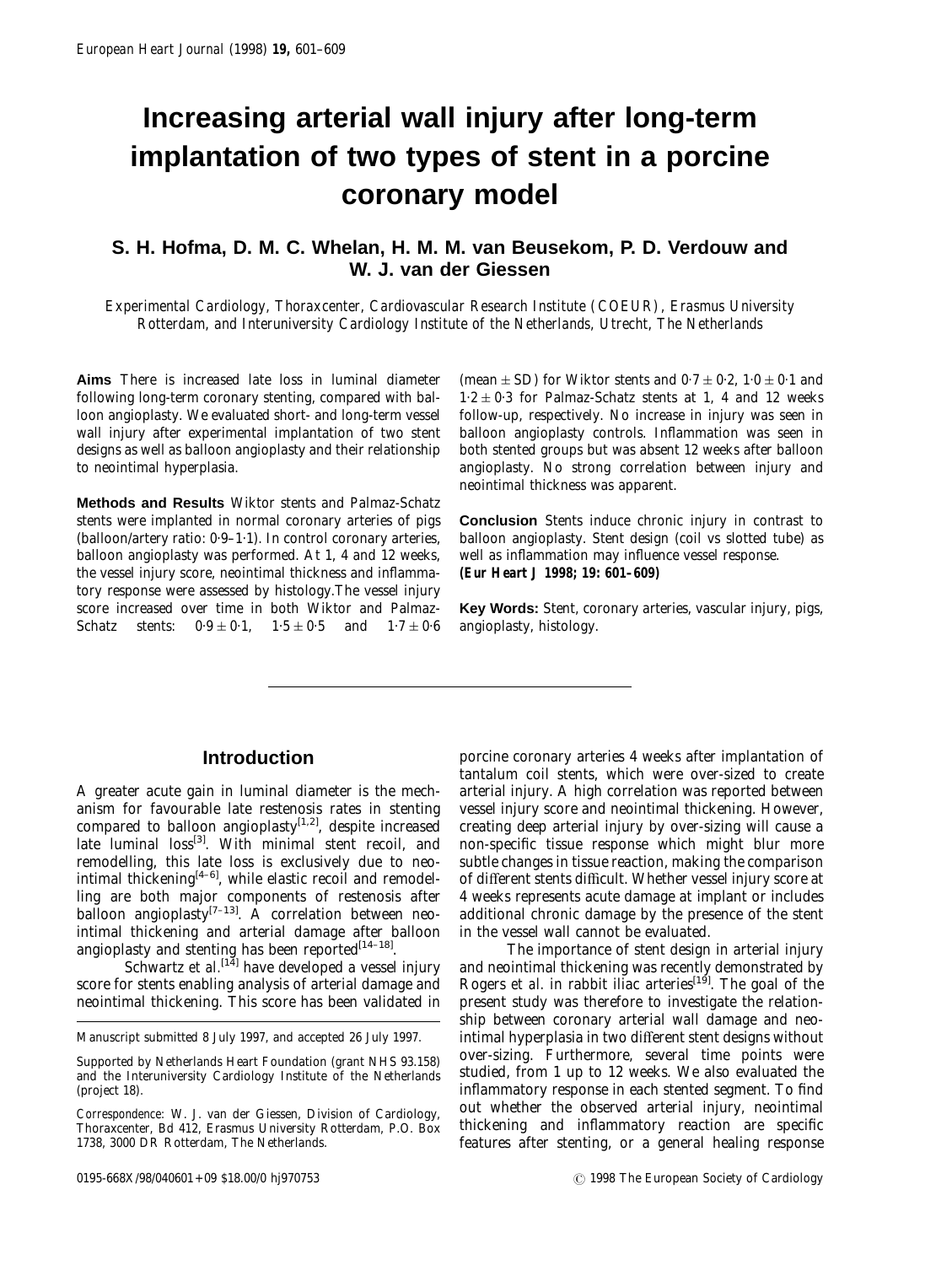# Increasing arterial wall injury after long-term implantation of two types of stent in a porcine coronary model

## S. H. Hofma, D. M. C. Whelan, H. M. M. van Beusekom, P. D. Verdouw and W. J. van der Giessen

*Experimental Cardiology, Thoraxcenter, Cardiovascular Research Institute (COEUR), Erasmus University Rotterdam, and Interuniversity Cardiology Institute of the Netherlands, Utrecht, The Netherlands*

**Aims** There is increased late loss in luminal diameter following long-term coronary stenting, compared with balloon angioplasty. We evaluated short- and long-term vessel wall injury after experimental implantation of two stent designs as well as balloon angioplasty and their relationship to neointimal hyperplasia.

**Methods and Results** Wiktor stents and Palmaz-Schatz stents were implanted in normal coronary arteries of pigs (balloon/artery ratio: 0·9–1·1). In control coronary arteries, balloon angioplasty was performed. At 1, 4 and 12 weeks, the vessel injury score, neointimal thickness and inflammatory response were assessed by histology.The vessel injury score increased over time in both Wiktor and Palmaz-Schatz stents: $0·9 \pm 0·1$, $1·5 \pm 0·5$ and $1·7 \pm 0·6$ (mean $\pm$ SD) for Wiktor stents and $0·7 \pm 0·2$, $1·0 \pm 0·1$ and $1·2 \pm 0·3$ for Palmaz-Schatz stents at 1, 4 and 12 weeks follow-up, respectively. No increase in injury was seen in balloon angioplasty controls. Inflammation was seen in both stented groups but was absent 12 weeks after balloon angioplasty. No strong correlation between injury and neointimal thickness was apparent.

**Conclusion** Stents induce chronic injury in contrast to balloon angioplasty. Stent design (coil vs slotted tube) as well as inflammation may influence vessel response.
**(Eur Heart J 1998; 19: 601–609)**

**Key Words:** Stent, coronary arteries, vascular injury, pigs, angioplasty, histology.

---

## Introduction

A greater acute gain in luminal diameter is the mechanism for favourable late restenosis rates in stenting compared to balloon angioplasty[1,2], despite increased late luminal loss[3]. With minimal stent recoil, and remodelling, this late loss is exclusively due to neointimal thickening[4–6], while elastic recoil and remodelling are both major components of restenosis after balloon angioplasty[7–13]. A correlation between neointimal thickening and arterial damage after balloon angioplasty and stenting has been reported[14–18].

Schwartz *et al.*[14] have developed a vessel injury score for stents enabling analysis of arterial damage and neointimal thickening. This score has been validated in porcine coronary arteries 4 weeks after implantation of tantalum coil stents, which were over-sized to create arterial injury. A high correlation was reported between vessel injury score and neointimal thickening. However, creating deep arterial injury by over-sizing will cause a non-specific tissue response which might blur more subtle changes in tissue reaction, making the comparison of different stents difficult. Whether vessel injury score at 4 weeks represents acute damage at implant or includes additional chronic damage by the presence of the stent in the vessel wall cannot be evaluated.

The importance of stent design in arterial injury and neointimal thickening was recently demonstrated by Rogers *et al.* in rabbit iliac arteries[19]. The goal of the present study was therefore to investigate the relationship between coronary arterial wall damage and neointimal hyperplasia in two different stent designs without over-sizing. Furthermore, several time points were studied, from 1 up to 12 weeks. We also evaluated the inflammatory response in each stented segment. To find out whether the observed arterial injury, neointimal thickening and inflammatory reaction are specific features after stenting, or a general healing response

Manuscript submitted 8 July 1997, and accepted 26 July 1997.

Supported by Netherlands Heart Foundation (grant NHS 93.158) and the Interuniversity Cardiology Institute of the Netherlands (project 18).

Correspondence: W. J. van der Giessen, Division of Cardiology, Thoraxcenter, Bd 412, Erasmus University Rotterdam, P.O. Box 1738, 3000 DR Rotterdam, The Netherlands.

0195-668X/98/040601+09 $18.00/0 hj970753 © 1998 The European Society of Cardiology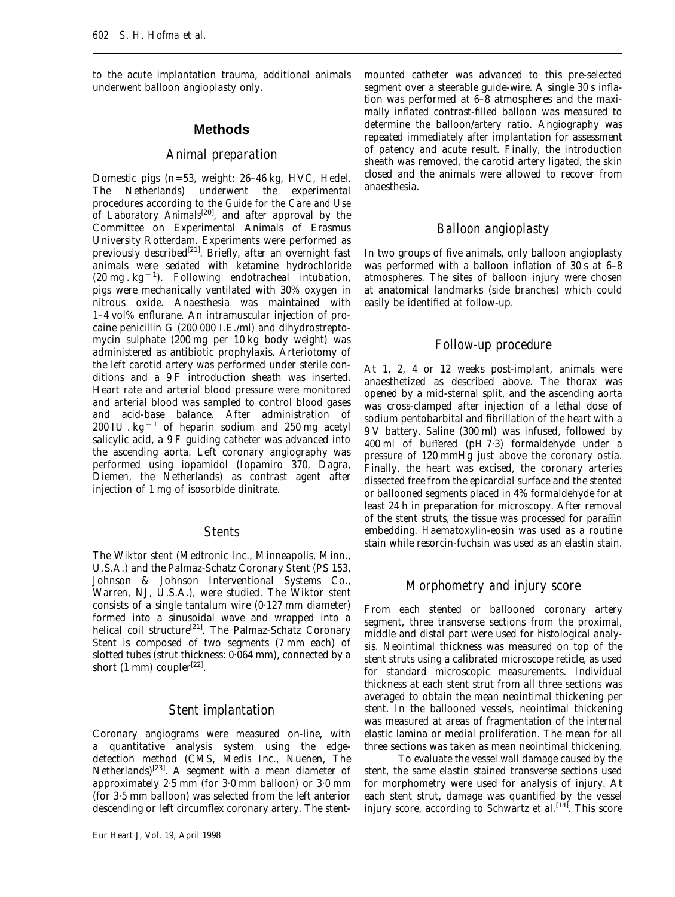to the acute implantation trauma, additional animals underwent balloon angioplasty only.

## Methods

### *Animal preparation*

Domestic pigs ($n=53$, weight: 26–46 kg, HVC, Hedel, The Netherlands) underwent the experimental procedures according to the *Guide for the Care and Use of Laboratory Animals*[20], and after approval by the Committee on Experimental Animals of Erasmus University Rotterdam. Experiments were performed as previously described[21]. Briefly, after an overnight fast animals were sedated with ketamine hydrochloride ($20\,mg \cdot kg^{-1}$). Following endotracheal intubation, pigs were mechanically ventilated with 30% oxygen in nitrous oxide. Anaesthesia was maintained with 1–4 vol% enflurane. An intramuscular injection of procaine penicillin G (200 000 I.E./ml) and dihydrostreptomycin sulphate (200 mg per 10 kg body weight) was administered as antibiotic prophylaxis. Arteriotomy of the left carotid artery was performed under sterile conditions and a 9 F introduction sheath was inserted. Heart rate and arterial blood pressure were monitored and arterial blood was sampled to control blood gases and acid-base balance. After administration of $200\,IU \cdot kg^{-1}$ of heparin sodium and 250 mg acetyl salicylic acid, a 9 F guiding catheter was advanced into the ascending aorta. Left coronary angiography was performed using iopamidol (Iopamiro 370, Dagra, Diemen, the Netherlands) as contrast agent after injection of 1 mg of isosorbide dinitrate.

### *Stents*

The Wiktor stent (Medtronic Inc., Minneapolis, Minn., U.S.A.) and the Palmaz-Schatz Coronary Stent (PS 153, Johnson & Johnson Interventional Systems Co., Warren, NJ, U.S.A.), were studied. The Wiktor stent consists of a single tantalum wire (0·127 mm diameter) formed into a sinusoidal wave and wrapped into a helical coil structure[21]. The Palmaz-Schatz Coronary Stent is composed of two segments (7 mm each) of slotted tubes (strut thickness: 0·064 mm), connected by a short (1 mm) coupler[22].

### *Stent implantation*

Coronary angiograms were measured on-line, with a quantitative analysis system using the edge-detection method (CMS, Medis Inc., Nuenen, The Netherlands)[23]. A segment with a mean diameter of approximately 2·5 mm (for 3·0 mm balloon) or 3·0 mm (for 3·5 mm balloon) was selected from the left anterior descending or left circumflex coronary artery. The stent-mounted catheter was advanced to this pre-selected segment over a steerable guide-wire. A single 30 s inflation was performed at 6–8 atmospheres and the maximally inflated contrast-filled balloon was measured to determine the balloon/artery ratio. Angiography was repeated immediately after implantation for assessment of patency and acute result. Finally, the introduction sheath was removed, the carotid artery ligated, the skin closed and the animals were allowed to recover from anaesthesia.

### *Balloon angioplasty*

In two groups of five animals, only balloon angioplasty was performed with a balloon inflation of 30 s at 6–8 atmospheres. The sites of balloon injury were chosen at anatomical landmarks (side branches) which could easily be identified at follow-up.

### *Follow-up procedure*

At 1, 2, 4 or 12 weeks post-implant, animals were anaesthetized as described above. The thorax was opened by a mid-sternal split, and the ascending aorta was cross-clamped after injection of a lethal dose of sodium pentobarbital and fibrillation of the heart with a 9 V battery. Saline (300 ml) was infused, followed by 400 ml of buffered (pH 7·3) formaldehyde under a pressure of 120 mmHg just above the coronary ostia. Finally, the heart was excised, the coronary arteries dissected free from the epicardial surface and the stented or ballooned segments placed in 4% formaldehyde for at least 24 h in preparation for microscopy. After removal of the stent struts, the tissue was processed for paraffin embedding. Haematoxylin-eosin was used as a routine stain while resorcin-fuchsin was used as an elastin stain.

### *Morphometry and injury score*

From each stented or ballooned coronary artery segment, three transverse sections from the proximal, middle and distal part were used for histological analysis. Neointimal thickness was measured on top of the stent struts using a calibrated microscope reticle, as used for standard microscopic measurements. Individual thickness at each stent strut from all three sections was averaged to obtain the mean neointimal thickening per stent. In the ballooned vessels, neointimal thickening was measured at areas of fragmentation of the internal elastic lamina or medial proliferation. The mean for all three sections was taken as mean neointimal thickening.

To evaluate the vessel wall damage caused by the stent, the same elastin stained transverse sections used for morphometry were used for analysis of injury. At each stent strut, damage was quantified by the vessel injury score, according to Schwartz *et al.*[14]. This score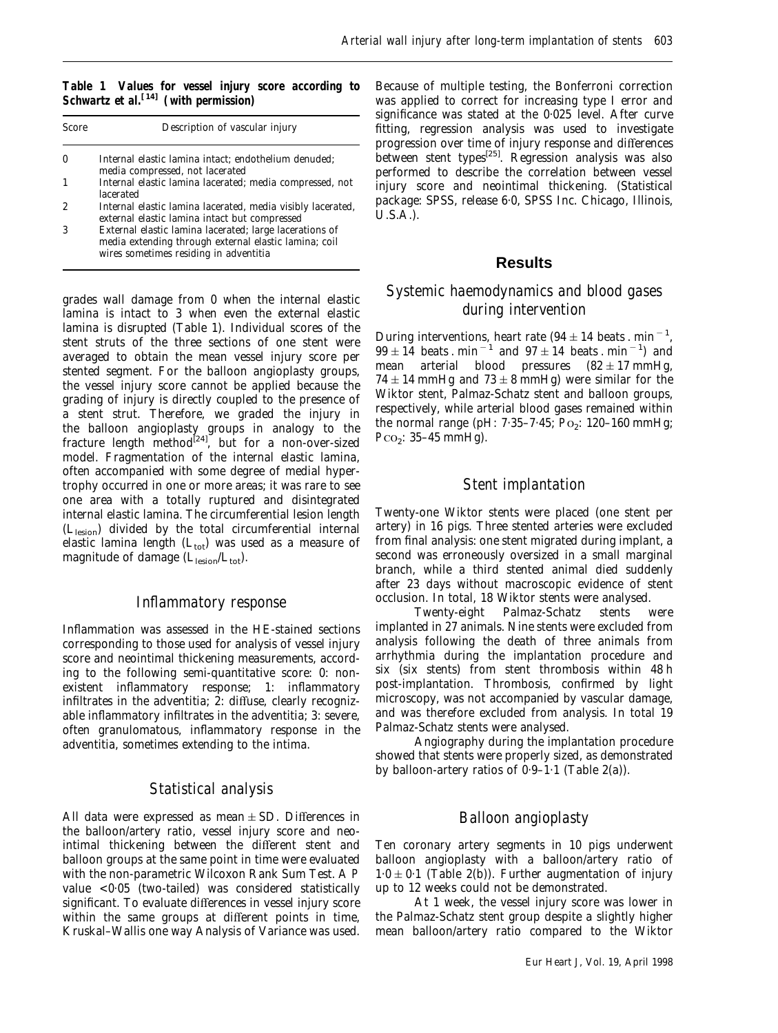**Table 1 Values for vessel injury score according to Schwartz et al.[14] (with permission)**

| Score | Description of vascular injury |
|---|---|
| 0 | Internal elastic lamina intact; endothelium denuded; media compressed, not lacerated |
| 1 | Internal elastic lamina lacerated; media compressed, not lacerated |
| 2 | Internal elastic lamina lacerated, media visibly lacerated, external elastic lamina intact but compressed |
| 3 | External elastic lamina lacerated; large lacerations of media extending through external elastic lamina; coil wires sometimes residing in adventitia |

grades wall damage from 0 when the internal elastic lamina is intact to 3 when even the external elastic lamina is disrupted (Table 1). Individual scores of the stent struts of the three sections of one stent were averaged to obtain the mean vessel injury score per stented segment. For the balloon angioplasty groups, the vessel injury score cannot be applied because the grading of injury is directly coupled to the presence of a stent strut. Therefore, we graded the injury in the balloon angioplasty groups in analogy to the fracture length method[24], but for a non-over-sized model. Fragmentation of the internal elastic lamina, often accompanied with some degree of medial hypertrophy occurred in one or more areas; it was rare to see one area with a totally ruptured and disintegrated internal elastic lamina. The circumferential lesion length ($L_{lesion}$) divided by the total circumferential internal elastic lamina length ($L_{tot}$) was used as a measure of magnitude of damage ($L_{lesion}/L_{tot}$).

## Inflammatory response

Inflammation was assessed in the HE-stained sections corresponding to those used for analysis of vessel injury score and neointimal thickening measurements, according to the following semi-quantitative score: 0: non-existent inflammatory response; 1: inflammatory infiltrates in the adventitia; 2: diffuse, clearly recognizable inflammatory infiltrates in the adventitia; 3: severe, often granulomatous, inflammatory response in the adventitia, sometimes extending to the intima.

## Statistical analysis

All data were expressed as mean ± SD. Differences in the balloon/artery ratio, vessel injury score and neointimal thickening between the different stent and balloon groups at the same point in time were evaluated with the non-parametric Wilcoxon Rank Sum Test. A P value <0·05 (two-tailed) was considered statistically significant. To evaluate differences in vessel injury score within the same groups at different points in time, Kruskal–Wallis one way Analysis of Variance was used. Because of multiple testing, the Bonferroni correction was applied to correct for increasing type I error and significance was stated at the 0·025 level. After curve fitting, regression analysis was used to investigate progression over time of injury response and differences between stent types[25]. Regression analysis was also performed to describe the correlation between vessel injury score and neointimal thickening. (Statistical package: SPSS, release 6·0, SPSS Inc. Chicago, Illinois, U.S.A.).

# Results

## Systemic haemodynamics and blood gases during intervention

During interventions, heart rate (94 ± 14 beats . $min^{-1}$, 99 ± 14 beats . $min^{-1}$ and 97 ± 14 beats . $min^{-1}$) and mean arterial blood pressures (82 ± 17 mmHg, 74 ± 14 mmHg and 73 ± 8 mmHg) were similar for the Wiktor stent, Palmaz-Schatz stent and balloon groups, respectively, while arterial blood gases remained within the normal range (pH: 7·35–7·45; $P_{O_2}$: 120–160 mmHg; $P_{CO_2}$: 35–45 mmHg).

## Stent implantation

Twenty-one Wiktor stents were placed (one stent per artery) in 16 pigs. Three stented arteries were excluded from final analysis: one stent migrated during implant, a second was erroneously oversized in a small marginal branch, while a third stented animal died suddenly after 23 days without macroscopic evidence of stent occlusion. In total, 18 Wiktor stents were analysed.

Twenty-eight Palmaz-Schatz stents were implanted in 27 animals. Nine stents were excluded from analysis following the death of three animals from arrhythmia during the implantation procedure and six (six stents) from stent thrombosis within 48 h post-implantation. Thrombosis, confirmed by light microscopy, was not accompanied by vascular damage, and was therefore excluded from analysis. In total 19 Palmaz-Schatz stents were analysed.

Angiography during the implantation procedure showed that stents were properly sized, as demonstrated by balloon-artery ratios of 0·9–1·1 (Table 2(a)).

## Balloon angioplasty

Ten coronary artery segments in 10 pigs underwent balloon angioplasty with a balloon/artery ratio of 1·0 ± 0·1 (Table 2(b)). Further augmentation of injury up to 12 weeks could not be demonstrated.

At 1 week, the vessel injury score was lower in the Palmaz-Schatz stent group despite a slightly higher mean balloon/artery ratio compared to the Wiktor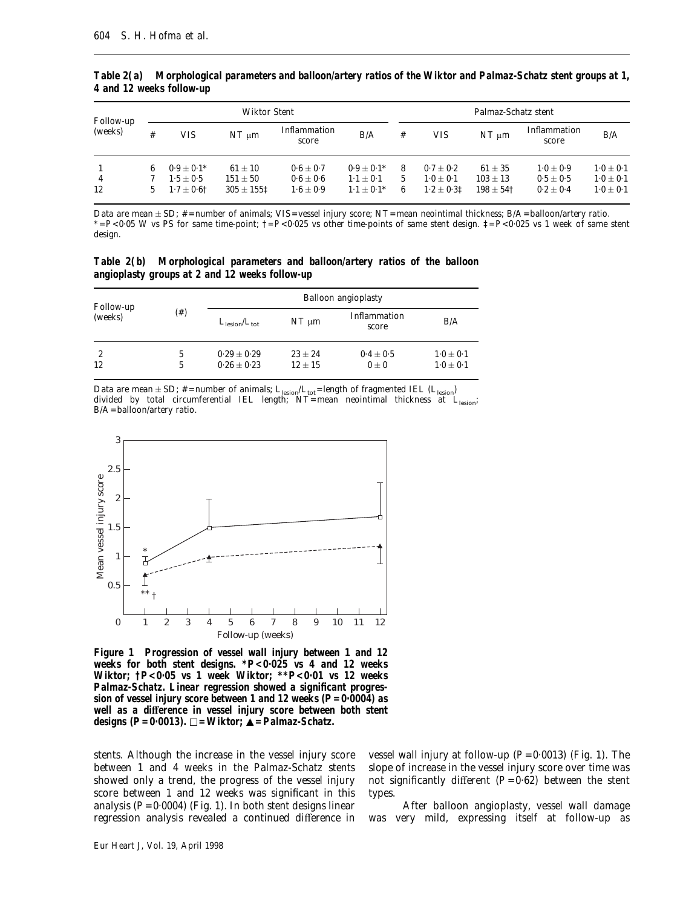**Table 2(a) Morphological parameters and balloon/artery ratios of the Wiktor and Palmaz-Schatz stent groups at 1, 4 and 12 weeks follow-up**

| Follow-up (weeks) | Wiktor Stent | | | | | Palmaz-Schatz stent | | | | |
|---|---|---|---|---|---|---|---|---|---|---|
| | # | VIS | NT μm | Inflammation score | B/A | # | VIS | NT μm | Inflammation score | B/A |
| 1 | 6 | 0·9 ± 0·1* | 61 ± 10 | 0·6 ± 0·7 | 0·9 ± 0·1* | 8 | 0·7 ± 0·2 | 61 ± 35 | 1·0 ± 0·9 | 1·0 ± 0·1 |
| 4 | 7 | 1·5 ± 0·5 | 151 ± 50 | 0·6 ± 0·6 | 1·1 ± 0·1 | 5 | 1·0 ± 0·1 | 103 ± 13 | 0·5 ± 0·5 | 1·0 ± 0·1 |
| 12 | 5 | 1·7 ± 0·6† | 305 ± 155‡ | 1·6 ± 0·9 | 1·1 ± 0·1* | 6 | 1·2 ± 0·3‡ | 198 ± 54† | 0·2 ± 0·4 | 1·0 ± 0·1 |

Data are mean ± SD; # = number of animals; VIS = vessel injury score; NT = mean neointimal thickness; B/A = balloon/artery ratio.
* = $P<0·05$ W vs PS for same time-point; † = $P<0·025$ vs other time-points of same stent design. ‡ = $P<0·025$ vs 1 week of same stent design.

**Table 2(b) Morphological parameters and balloon/artery ratios of the balloon angioplasty groups at 2 and 12 weeks follow-up**

| Follow-up (weeks) | (#) | Balloon angioplasty | | | |
|---|---|---|---|---|---|
| | | $L_{lesion}/L_{tot}$ | NT μm | Inflammation score | B/A |
| 2 | 5 | 0·29 ± 0·29 | 23 ± 24 | 0·4 ± 0·5 | 1·0 ± 0·1 |
| 12 | 5 | 0·26 ± 0·23 | 12 ± 15 | 0 ± 0 | 1·0 ± 0·1 |

Data are mean ± SD; # = number of animals; $L_{lesion}/L_{tot}$ = length of fragmented IEL ($L_{lesion}$) divided by total circumferential IEL length; NT = mean neointimal thickness at $L_{lesion}$; B/A = balloon/artery ratio.

**Figure 1 Progression of vessel wall injury between 1 and 12 weeks for both stent designs. *$P<0·025$ vs 4 and 12 weeks Wiktor; †$P<0·05$ vs 1 week Wiktor; **$P<0·01$ vs 12 weeks Palmaz-Schatz. Linear regression showed a significant progression of vessel injury score between 1 and 12 weeks ($P=0·0004$) as well as a difference in vessel injury score between both stent designs ($P=0·0013$). □ = Wiktor; ▲ = Palmaz-Schatz.**

stents. Although the increase in the vessel injury score between 1 and 4 weeks in the Palmaz-Schatz stents showed only a trend, the progress of the vessel injury score between 1 and 12 weeks was significant in this analysis ($P=0·0004$) (Fig. 1). In both stent designs linear regression analysis revealed a continued difference in vessel wall injury at follow-up ($P=0·0013$) (Fig. 1). The slope of increase in the vessel injury score over time was not significantly different ($P=0·62$) between the stent types.

After balloon angioplasty, vessel wall damage was very mild, expressing itself at follow-up as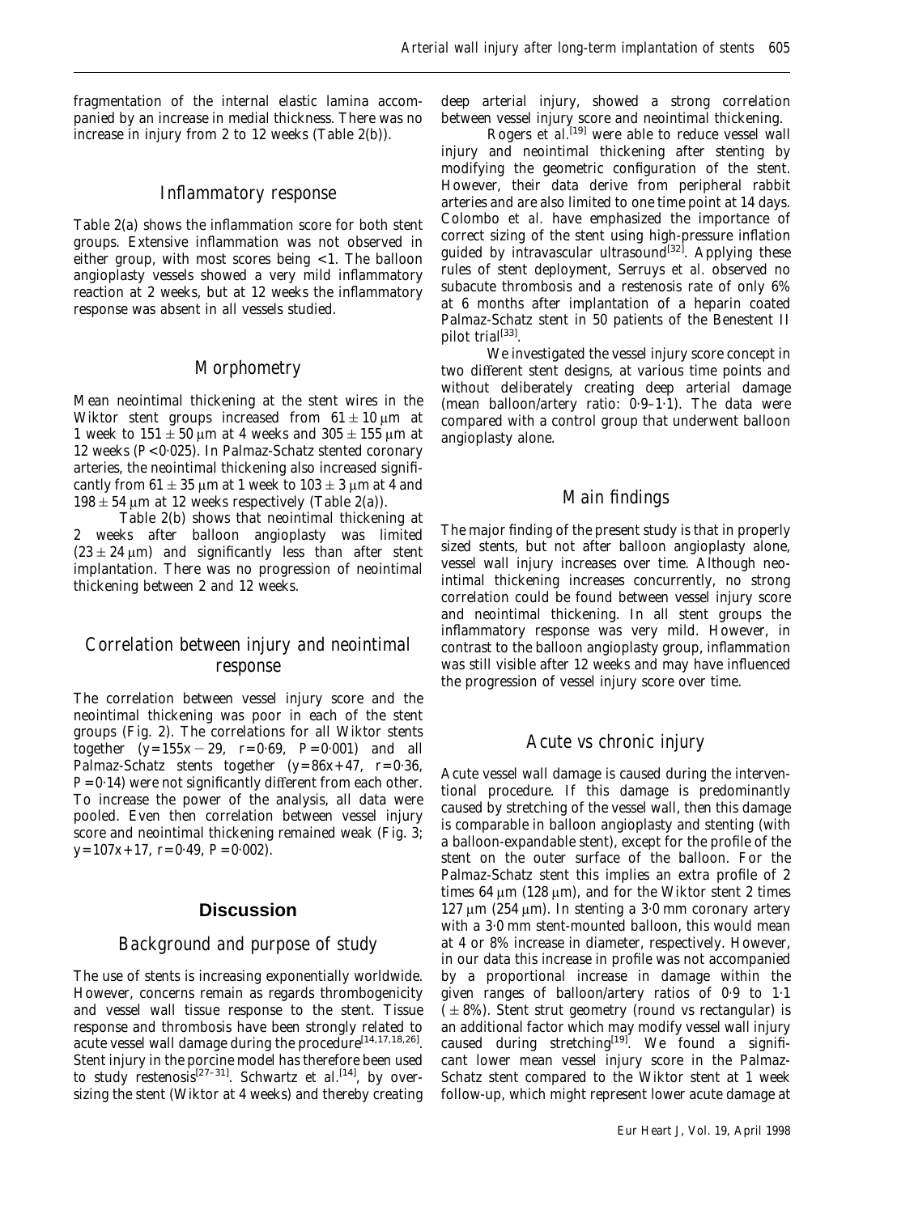fragmentation of the internal elastic lamina accompanied by an increase in medial thickness. There was no increase in injury from 2 to 12 weeks (Table 2(b)).

### Inflammatory response

Table 2(a) shows the inflammation score for both stent groups. Extensive inflammation was not observed in either group, with most scores being <1. The balloon angioplasty vessels showed a very mild inflammatory reaction at 2 weeks, but at 12 weeks the inflammatory response was absent in all vessels studied.

### Morphometry

Mean neointimal thickening at the stent wires in the Wiktor stent groups increased from $61 \pm 10\,\mu m$ at 1 week to $151 \pm 50\,\mu m$ at 4 weeks and $305 \pm 155\,\mu m$ at 12 weeks ($P<0{\cdot}025$). In Palmaz-Schatz stented coronary arteries, the neointimal thickening also increased significantly from $61 \pm 35\,\mu m$ at 1 week to $103 \pm 3\,\mu m$ at 4 and $198 \pm 54\,\mu m$ at 12 weeks respectively (Table 2(a)).

Table 2(b) shows that neointimal thickening at 2 weeks after balloon angioplasty was limited ($23 \pm 24\,\mu m$) and significantly less than after stent implantation. There was no progression of neointimal thickening between 2 and 12 weeks.

### Correlation between injury and neointimal response

The correlation between vessel injury score and the neointimal thickening was poor in each of the stent groups (Fig. 2). The correlations for all Wiktor stents together ($y=155x-29$, $r=0{\cdot}69$, $P=0{\cdot}001$) and all Palmaz-Schatz stents together ($y=86x+47$, $r=0{\cdot}36$, $P=0{\cdot}14$) were not significantly different from each other. To increase the power of the analysis, all data were pooled. Even then correlation between vessel injury score and neointimal thickening remained weak (Fig. 3; $y=107x+17$, $r=0{\cdot}49$, $P=0{\cdot}002$).

## Discussion

### Background and purpose of study

The use of stents is increasing exponentially worldwide. However, concerns remain as regards thrombogenicity and vessel wall tissue response to the stent. Tissue response and thrombosis have been strongly related to acute vessel wall damage during the procedure[14,17,18,26]. Stent injury in the porcine model has therefore been used to study restenosis[27–31]. Schwartz *et al.*[14], by oversizing the stent (Wiktor at 4 weeks) and thereby creating deep arterial injury, showed a strong correlation between vessel injury score and neointimal thickening.

Rogers *et al.*[19] were able to reduce vessel wall injury and neointimal thickening after stenting by modifying the geometric configuration of the stent. However, their data derive from peripheral rabbit arteries and are also limited to one time point at 14 days. Colombo *et al.* have emphasized the importance of correct sizing of the stent using high-pressure inflation guided by intravascular ultrasound[32]. Applying these rules of stent deployment, Serruys *et al.* observed no subacute thrombosis and a restenosis rate of only 6% at 6 months after implantation of a heparin coated Palmaz-Schatz stent in 50 patients of the Benestent II pilot trial[33].

We investigated the vessel injury score concept in two different stent designs, at various time points and without deliberately creating deep arterial damage (mean balloon/artery ratio: 0·9–1·1). The data were compared with a control group that underwent balloon angioplasty alone.

### Main findings

The major finding of the present study is that in properly sized stents, but not after balloon angioplasty alone, vessel wall injury increases over time. Although neointimal thickening increases concurrently, no strong correlation could be found between vessel injury score and neointimal thickening. In all stent groups the inflammatory response was very mild. However, in contrast to the balloon angioplasty group, inflammation was still visible after 12 weeks and may have influenced the progression of vessel injury score over time.

### Acute vs chronic injury

Acute vessel wall damage is caused during the interventional procedure. If this damage is predominantly caused by stretching of the vessel wall, then this damage is comparable in balloon angioplasty and stenting (with a balloon-expandable stent), except for the profile of the stent on the outer surface of the balloon. For the Palmaz-Schatz stent this implies an extra profile of 2 times $64\,\mu m$ ($128\,\mu m$), and for the Wiktor stent 2 times $127\,\mu m$ ($254\,\mu m$). In stenting a 3·0 mm coronary artery with a 3·0 mm stent-mounted balloon, this would mean at 4 or 8% increase in diameter, respectively. However, in our data this increase in profile was not accompanied by a proportional increase in damage within the given ranges of balloon/artery ratios of 0·9 to 1·1 ($\pm$ 8%). Stent strut geometry (round vs rectangular) is an additional factor which may modify vessel wall injury caused during stretching[19]. We found a significant lower mean vessel injury score in the Palmaz-Schatz stent compared to the Wiktor stent at 1 week follow-up, which might represent lower acute damage at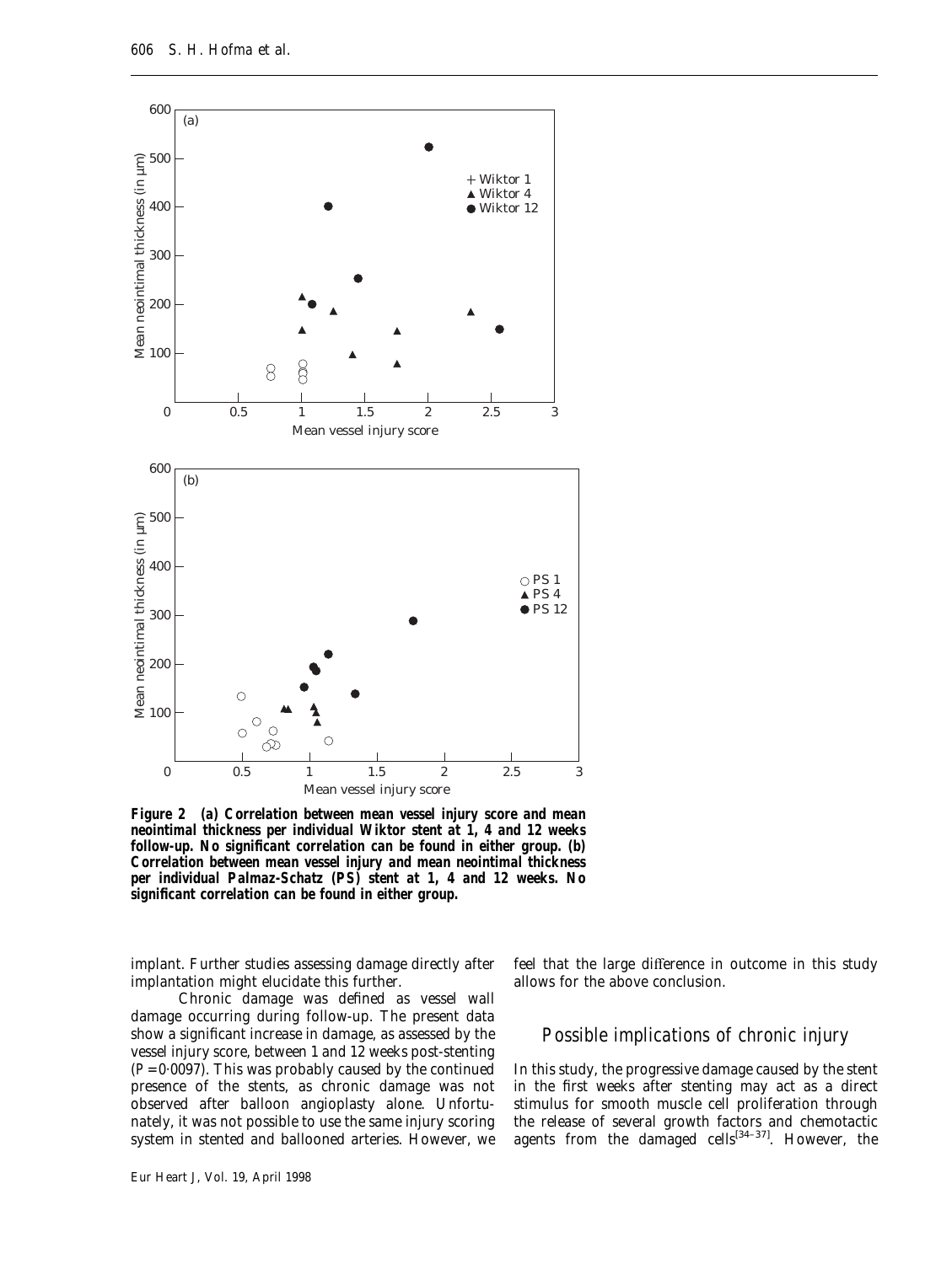**Figure 2 (a) Correlation between mean vessel injury score and mean neointimal thickness per individual Wiktor stent at 1, 4 and 12 weeks follow-up. No significant correlation can be found in either group. (b) Correlation between mean vessel injury and mean neointimal thickness per individual Palmaz-Schatz (PS) stent at 1, 4 and 12 weeks. No significant correlation can be found in either group.**

implant. Further studies assessing damage directly after implantation might elucidate this further.

Chronic damage was defined as vessel wall damage occurring during follow-up. The present data show a significant increase in damage, as assessed by the vessel injury score, between 1 and 12 weeks post-stenting ($P=0{\cdot}0097$). This was probably caused by the continued presence of the stents, as chronic damage was not observed after balloon angioplasty alone. Unfortunately, it was not possible to use the same injury scoring system in stented and ballooned arteries. However, we feel that the large difference in outcome in this study allows for the above conclusion.

## Possible implications of chronic injury

In this study, the progressive damage caused by the stent in the first weeks after stenting may act as a direct stimulus for smooth muscle cell proliferation through the release of several growth factors and chemotactic agents from the damaged cells[34–37]. However, the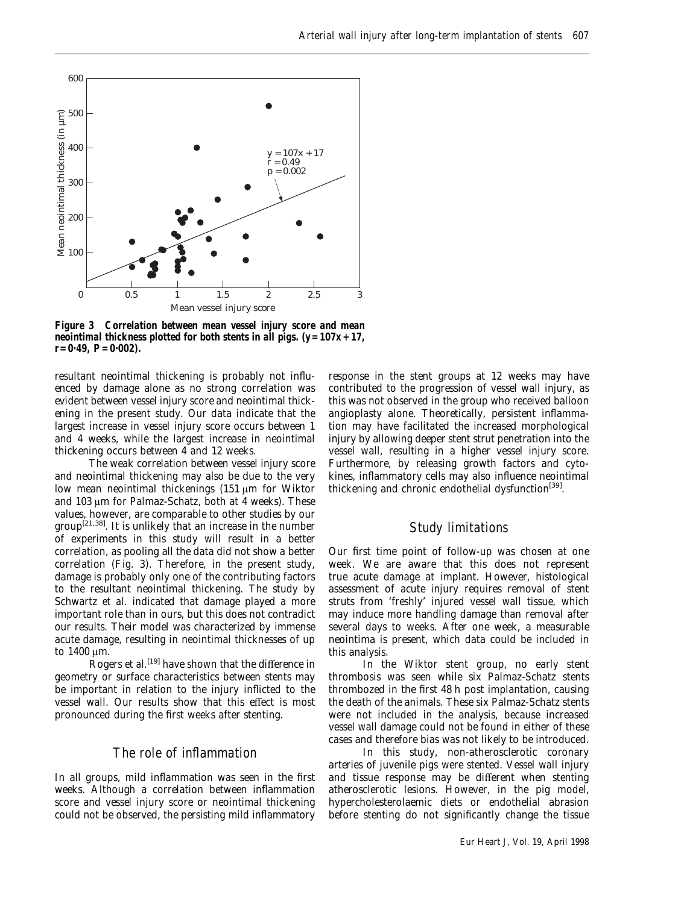600
500
400
300
200
100
0
Mean neointimal thickness (in µm)
0.5
1
1.5
2
2.5
3
Mean vessel injury score
y = 107x + 17
r = 0.49
p = 0.002

**Figure 3 Correlation between mean vessel injury score and mean neointimal thickness plotted for both stents in all pigs. ($y = 107x + 17$, $r = 0{\cdot}49$, $P = 0{\cdot}002$).**

resultant neointimal thickening is probably not influenced by damage alone as no strong correlation was evident between vessel injury score and neointimal thickening in the present study. Our data indicate that the largest increase in vessel injury score occurs between 1 and 4 weeks, while the largest increase in neointimal thickening occurs between 4 and 12 weeks.

The weak correlation between vessel injury score and neointimal thickening may also be due to the very low mean neointimal thickenings (151 µm for Wiktor and 103 µm for Palmaz-Schatz, both at 4 weeks). These values, however, are comparable to other studies by our group[21,38]. It is unlikely that an increase in the number of experiments in this study will result in a better correlation, as pooling all the data did not show a better correlation (Fig. 3). Therefore, in the present study, damage is probably only one of the contributing factors to the resultant neointimal thickening. The study by Schwartz *et al.* indicated that damage played a more important role than in ours, but this does not contradict our results. Their model was characterized by immense acute damage, resulting in neointimal thicknesses of up to 1400 µm.

Rogers *et al.*[19] have shown that the difference in geometry or surface characteristics between stents may be important in relation to the injury inflicted to the vessel wall. Our results show that this effect is most pronounced during the first weeks after stenting.

## The role of inflammation

In all groups, mild inflammation was seen in the first weeks. Although a correlation between inflammation score and vessel injury score or neointimal thickening could not be observed, the persisting mild inflammatory response in the stent groups at 12 weeks may have contributed to the progression of vessel wall injury, as this was not observed in the group who received balloon angioplasty alone. Theoretically, persistent inflammation may have facilitated the increased morphological injury by allowing deeper stent strut penetration into the vessel wall, resulting in a higher vessel injury score. Furthermore, by releasing growth factors and cytokines, inflammatory cells may also influence neointimal thickening and chronic endothelial dysfunction[39].

## Study limitations

Our first time point of follow-up was chosen at one week. We are aware that this does not represent true acute damage at implant. However, histological assessment of acute injury requires removal of stent struts from 'freshly' injured vessel wall tissue, which may induce more handling damage than removal after several days to weeks. After one week, a measurable neointima is present, which data could be included in this analysis.

In the Wiktor stent group, no early stent thrombosis was seen while six Palmaz-Schatz stents thrombozed in the first 48 h post implantation, causing the death of the animals. These six Palmaz-Schatz stents were not included in the analysis, because increased vessel wall damage could not be found in either of these cases and therefore bias was not likely to be introduced.

In this study, non-atherosclerotic coronary arteries of juvenile pigs were stented. Vessel wall injury and tissue response may be different when stenting atherosclerotic lesions. However, in the pig model, hypercholesterolaemic diets or endothelial abrasion before stenting do not significantly change the tissue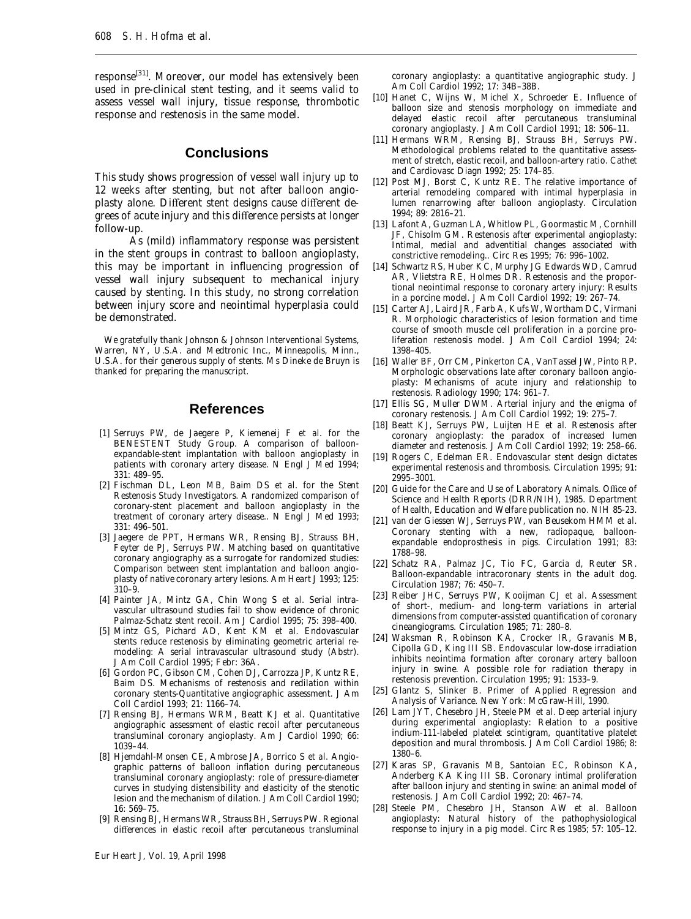response[31]. Moreover, our model has extensively been used in pre-clinical stent testing, and it seems valid to assess vessel wall injury, tissue response, thrombotic response and restenosis in the same model.

## Conclusions

This study shows progression of vessel wall injury up to 12 weeks after stenting, but not after balloon angioplasty alone. Different stent designs cause different degrees of acute injury and this difference persists at longer follow-up.

As (mild) inflammatory response was persistent in the stent groups in contrast to balloon angioplasty, this may be important in influencing progression of vessel wall injury subsequent to mechanical injury caused by stenting. In this study, no strong correlation between injury score and neointimal hyperplasia could be demonstrated.

We gratefully thank Johnson & Johnson Interventional Systems, Warren, NY, U.S.A. and Medtronic Inc., Minneapolis, Minn., U.S.A. for their generous supply of stents. Ms Dineke de Bruyn is thanked for preparing the manuscript.

## References

[1] Serruys PW, de Jaegere P, Kiemeneij F *et al.* for the BENESTENT Study Group. A comparison of balloon-expandable-stent implantation with balloon angioplasty in patients with coronary artery disease. N Engl J Med 1994; 331: 489–95.

[2] Fischman DL, Leon MB, Baim DS *et al.* for the Stent Restenosis Study Investigators. A randomized comparison of coronary-stent placement and balloon angioplasty in the treatment of coronary artery disease.. N Engl J Med 1993; 331: 496–501.

[3] Jaegere de PPT, Hermans WR, Rensing BJ, Strauss BH, Feyter de PJ, Serruys PW. Matching based on quantitative coronary angiography as a surrogate for randomized studies: Comparison between stent implantation and balloon angioplasty of native coronary artery lesions. Am Heart J 1993; 125: 310–9.

[4] Painter JA, Mintz GA, Chin Wong S *et al.* Serial intravascular ultrasound studies fail to show evidence of chronic Palmaz-Schatz stent recoil. Am J Cardiol 1995; 75: 398–400.

[5] Mintz GS, Pichard AD, Kent KM *et al.* Endovascular stents reduce restenosis by eliminating geometric arterial remodeling: A serial intravascular ultrasound study (Abstr). J Am Coll Cardiol 1995; Febr: 36A.

[6] Gordon PC, Gibson CM, Cohen DJ, Carrozza JP, Kuntz RE, Baim DS. Mechanisms of restenosis and redilation within coronary stents-Quantitative angiographic assessment. J Am Coll Cardiol 1993; 21: 1166–74.

[7] Rensing BJ, Hermans WRM, Beatt KJ *et al.* Quantitative angiographic assessment of elastic recoil after percutaneous transluminal coronary angioplasty. Am J Cardiol 1990; 66: 1039–44.

[8] Hjemdahl-Monsen CE, Ambrose JA, Borrico S *et al.* Angiographic patterns of balloon inflation during percutaneous transluminal coronary angioplasty: role of pressure-diameter curves in studying distensibility and elasticity of the stenotic lesion and the mechanism of dilation. J Am Coll Cardiol 1990; 16: 569–75.

[9] Rensing BJ, Hermans WR, Strauss BH, Serruys PW. Regional differences in elastic recoil after percutaneous transluminal coronary angioplasty: a quantitative angiographic study. J Am Coll Cardiol 1992; 17: 34B–38B.

[10] Hanet C, Wijns W, Michel X, Schroeder E. Influence of balloon size and stenosis morphology on immediate and delayed elastic recoil after percutaneous transluminal coronary angioplasty. J Am Coll Cardiol 1991; 18: 506–11.

[11] Hermans WRM, Rensing BJ, Strauss BH, Serruys PW. Methodological problems related to the quantitative assessment of stretch, elastic recoil, and balloon-artery ratio. Cathet and Cardiovasc Diagn 1992; 25: 174–85.

[12] Post MJ, Borst C, Kuntz RE. The relative importance of arterial remodeling compared with intimal hyperplasia in lumen renarrowing after balloon angioplasty. Circulation 1994; 89: 2816–21.

[13] Lafont A, Guzman LA, Whitlow PL, Goormastic M, Cornhill JF, Chisolm GM. Restenosis after experimental angioplasty: Intimal, medial and adventitial changes associated with constrictive remodeling.. Circ Res 1995; 76: 996–1002.

[14] Schwartz RS, Huber KC, Murphy JG Edwards WD, Camrud AR, Vlietstra RE, Holmes DR. Restenosis and the proportional neointimal response to coronary artery injury: Results in a porcine model. J Am Coll Cardiol 1992; 19: 267–74.

[15] Carter AJ, Laird JR, Farb A, Kufs W, Wortham DC, Virmani R. Morphologic characteristics of lesion formation and time course of smooth muscle cell proliferation in a porcine proliferation restenosis model. J Am Coll Cardiol 1994; 24: 1398–405.

[16] Waller BF, Orr CM, Pinkerton CA, VanTassel JW, Pinto RP. Morphologic observations late after coronary balloon angioplasty: Mechanisms of acute injury and relationship to restenosis. Radiology 1990; 174: 961–7.

[17] Ellis SG, Muller DWM. Arterial injury and the enigma of coronary restenosis. J Am Coll Cardiol 1992; 19: 275–7.

[18] Beatt KJ, Serruys PW, Luijten HE *et al.* Restenosis after coronary angioplasty: the paradox of increased lumen diameter and restenosis. J Am Coll Cardiol 1992; 19: 258–66.

[19] Rogers C, Edelman ER. Endovascular stent design dictates experimental restenosis and thrombosis. Circulation 1995; 91: 2995–3001.

[20] Guide for the Care and Use of Laboratory Animals. Office of Science and Health Reports (DRR/NIH), 1985. Department of Health, Education and Welfare publication no. NIH 85-23.

[21] van der Giessen WJ, Serruys PW, van Beusekom HMM *et al.* Coronary stenting with a new, radiopaque, balloon-expandable endoprosthesis in pigs. Circulation 1991; 83: 1788–98.

[22] Schatz RA, Palmaz JC, Tio FC, Garcia d, Reuter SR. Balloon-expandable intracoronary stents in the adult dog. Circulation 1987; 76: 450–7.

[23] Reiber JHC, Serruys PW, Kooijman CJ *et al.* Assessment of short-, medium- and long-term variations in arterial dimensions from computer-assisted quantification of coronary cineangiograms. Circulation 1985; 71: 280–8.

[24] Waksman R, Robinson KA, Crocker IR, Gravanis MB, Cipolla GD, King III SB. Endovascular low-dose irradiation inhibits neointima formation after coronary artery balloon injury in swine. A possible role for radiation therapy in restenosis prevention. Circulation 1995; 91: 1533–9.

[25] Glantz S, Slinker B. Primer of Applied Regression and Analysis of Variance. New York: McGraw-Hill, 1990.

[26] Lam JYT, Chesebro JH, Steele PM *et al.* Deep arterial injury during experimental angioplasty: Relation to a positive indium-111-labeled platelet scintigram, quantitative platelet deposition and mural thrombosis. J Am Coll Cardiol 1986; 8: 1380–6.

[27] Karas SP, Gravanis MB, Santoian EC, Robinson KA, Anderberg KA King III SB. Coronary intimal proliferation after balloon injury and stenting in swine: an animal model of restenosis. J Am Coll Cardiol 1992; 20: 467–74.

[28] Steele PM, Chesebro JH, Stanson AW *et al.* Balloon angioplasty: Natural history of the pathophysiological response to injury in a pig model. Circ Res 1985; 57: 105–12.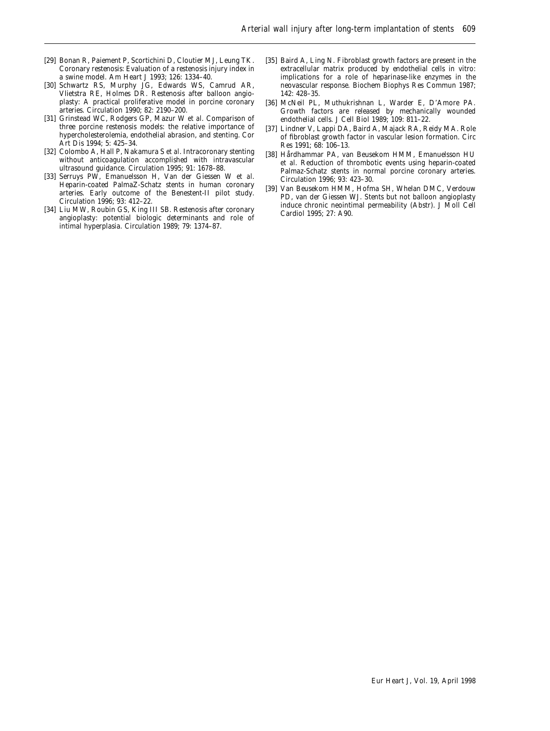[29] Bonan R, Paiement P, Scortichini D, Cloutier MJ, Leung TK. Coronary restenosis: Evaluation of a restenosis injury index in a swine model. Am Heart J 1993; 126: 1334–40.

[30] Schwartz RS, Murphy JG, Edwards WS, Camrud AR, Vlietstra RE, Holmes DR. Restenosis after balloon angioplasty: A practical proliferative model in porcine coronary arteries. Circulation 1990; 82: 2190–200.

[31] Grinstead WC, Rodgers GP, Mazur W *et al*. Comparison of three porcine restenosis models: the relative importance of hypercholesterolemia, endothelial abrasion, and stenting. Cor Art Dis 1994; 5: 425–34.

[32] Colombo A, Hall P, Nakamura S *et al*. Intracoronary stenting without anticoagulation accomplished with intravascular ultrasound guidance. Circulation 1995; 91: 1678–88.

[33] Serruys PW, Emanuelsson H, Van der Giessen W *et al*. Heparin-coated PalmaZ-Schatz stents in human coronary arteries. Early outcome of the Benestent-II pilot study. Circulation 1996; 93: 412–22.

[34] Liu MW, Roubin GS, King III SB. Restenosis after coronary angioplasty: potential biologic determinants and role of intimal hyperplasia. Circulation 1989; 79: 1374–87.

[35] Baird A, Ling N. Fibroblast growth factors are present in the extracellular matrix produced by endothelial cells in vitro: implications for a role of heparinase-like enzymes in the neovascular response. Biochem Biophys Res Commun 1987; 142: 428–35.

[36] McNeil PL, Muthukrishnan L, Warder E, D'Amore PA. Growth factors are released by mechanically wounded endothelial cells. J Cell Biol 1989; 109: 811–22.

[37] Lindner V, Lappi DA, Baird A, Majack RA, Reidy MA. Role of fibroblast growth factor in vascular lesion formation. Circ Res 1991; 68: 106–13.

[38] Hårdhammar PA, van Beusekom HMM, Emanuelsson HU *et al*. Reduction of thrombotic events using heparin-coated Palmaz-Schatz stents in normal porcine coronary arteries. Circulation 1996; 93: 423–30.

[39] Van Beusekom HMM, Hofma SH, Whelan DMC, Verdouw PD, van der Giessen WJ. Stents but not balloon angioplasty induce chronic neointimal permeability (Abstr). J Moll Cell Cardiol 1995; 27: A90.